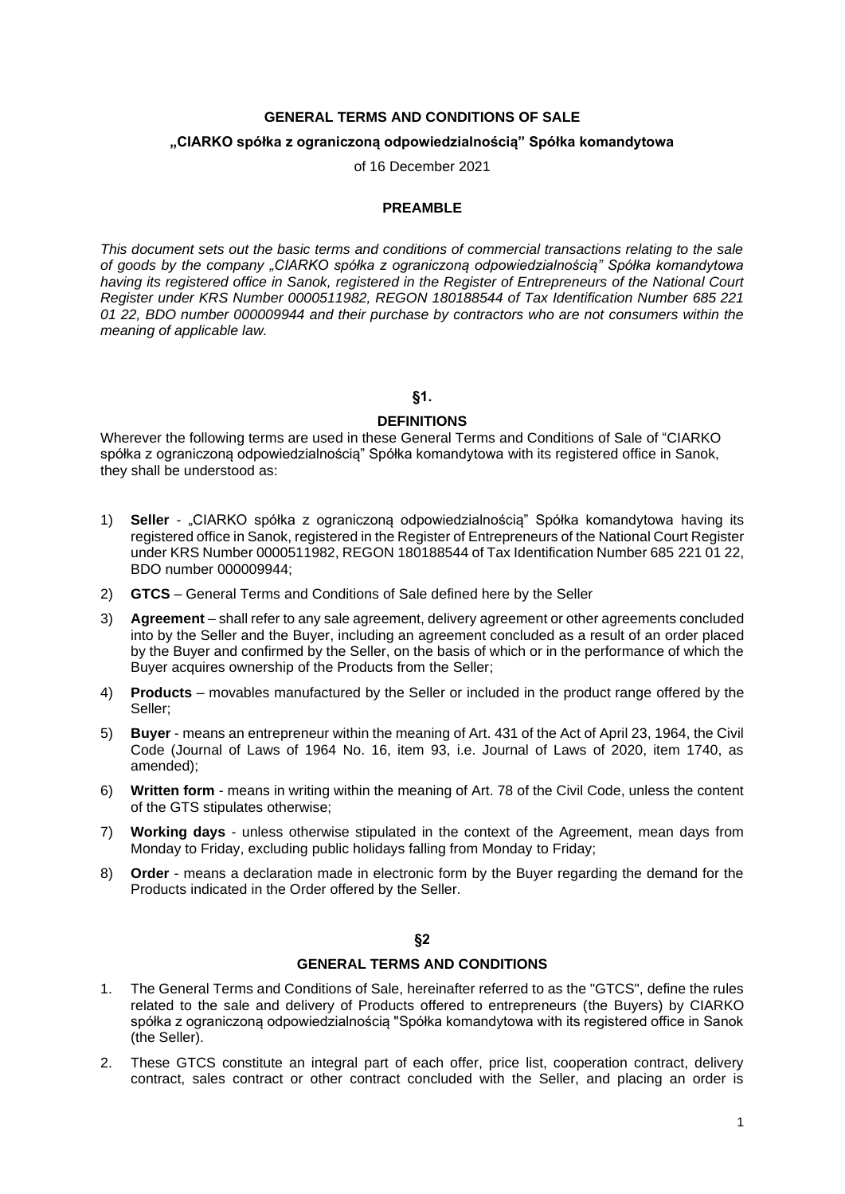**GENERAL TERMS AND CONDITIONS OF SALE**

**„CIARKO spółka z ograniczoną odpowiedzialnością" Spółka komandytowa**

of 16 December 2021

**PREAMBLE**

*This document sets out the basic terms and conditions of commercial transactions relating to the sale of goods by the company „CIARKO spółka z ograniczoną odpowiedzialnością" Spółka komandytowa having its registered office in Sanok, registered in the Register of Entrepreneurs of the National Court Register under KRS Number 0000511982, REGON 180188544 of Tax Identification Number 685 221 01 22, BDO number 000009944 and their purchase by contractors who are not consumers within the meaning of applicable law.*

**§1.**

**DEFINITIONS**

Wherever the following terms are used in these General Terms and Conditions of Sale of "CIARKO spółka z ograniczoną odpowiedzialnością" Spółka komandytowa with its registered office in Sanok, they shall be understood as:

1) **Seller** - „CIARKO spółka z ograniczoną odpowiedzialnością" Spółka komandytowa having its registered office in Sanok, registered in the Register of Entrepreneurs of the National Court Register under KRS Number 0000511982, REGON 180188544 of Tax Identification Number 685 221 01 22, BDO number 000009944;
2) **GTCS** – General Terms and Conditions of Sale defined here by the Seller
3) **Agreement** – shall refer to any sale agreement, delivery agreement or other agreements concluded into by the Seller and the Buyer, including an agreement concluded as a result of an order placed by the Buyer and confirmed by the Seller, on the basis of which or in the performance of which the Buyer acquires ownership of the Products from the Seller;
4) **Products** – movables manufactured by the Seller or included in the product range offered by the Seller;
5) **Buyer** - means an entrepreneur within the meaning of Art. 431 of the Act of April 23, 1964, the Civil Code (Journal of Laws of 1964 No. 16, item 93, i.e. Journal of Laws of 2020, item 1740, as amended);
6) **Written form** - means in writing within the meaning of Art. 78 of the Civil Code, unless the content of the GTS stipulates otherwise;
7) **Working days** - unless otherwise stipulated in the context of the Agreement, mean days from Monday to Friday, excluding public holidays falling from Monday to Friday;
8) **Order** - means a declaration made in electronic form by the Buyer regarding the demand for the Products indicated in the Order offered by the Seller.

**§2**

**GENERAL TERMS AND CONDITIONS**

1. The General Terms and Conditions of Sale, hereinafter referred to as the "GTCS", define the rules related to the sale and delivery of Products offered to entrepreneurs (the Buyers) by CIARKO spółka z ograniczoną odpowiedzialnością "Spółka komandytowa with its registered office in Sanok (the Seller).
2. These GTCS constitute an integral part of each offer, price list, cooperation contract, delivery contract, sales contract or other contract concluded with the Seller, and placing an order is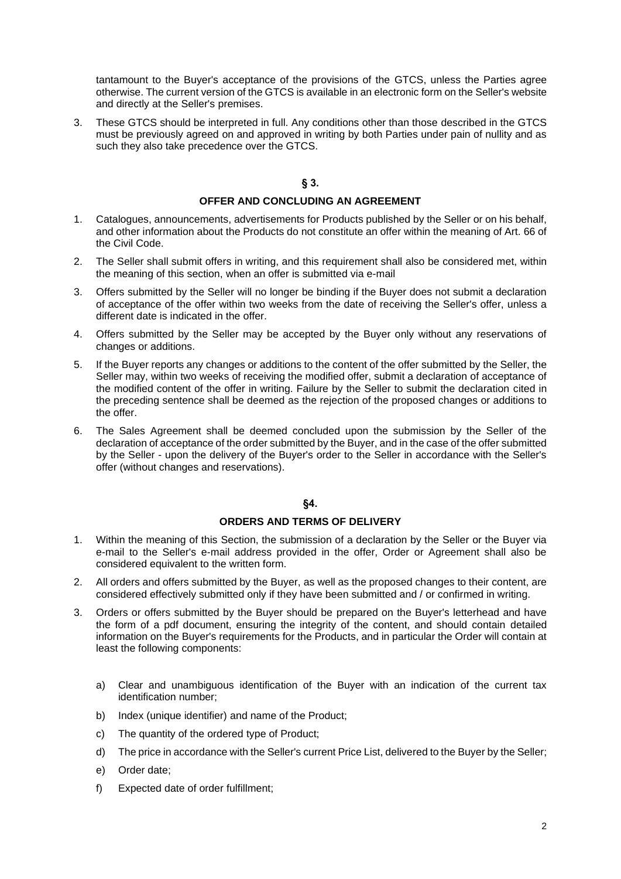tantamount to the Buyer's acceptance of the provisions of the GTCS, unless the Parties agree otherwise. The current version of the GTCS is available in an electronic form on the Seller's website and directly at the Seller's premises.

3. These GTCS should be interpreted in full. Any conditions other than those described in the GTCS must be previously agreed on and approved in writing by both Parties under pain of nullity and as such they also take precedence over the GTCS.

## § 3.

## OFFER AND CONCLUDING AN AGREEMENT

1. Catalogues, announcements, advertisements for Products published by the Seller or on his behalf, and other information about the Products do not constitute an offer within the meaning of Art. 66 of the Civil Code.
2. The Seller shall submit offers in writing, and this requirement shall also be considered met, within the meaning of this section, when an offer is submitted via e-mail
3. Offers submitted by the Seller will no longer be binding if the Buyer does not submit a declaration of acceptance of the offer within two weeks from the date of receiving the Seller's offer, unless a different date is indicated in the offer.
4. Offers submitted by the Seller may be accepted by the Buyer only without any reservations of changes or additions.
5. If the Buyer reports any changes or additions to the content of the offer submitted by the Seller, the Seller may, within two weeks of receiving the modified offer, submit a declaration of acceptance of the modified content of the offer in writing. Failure by the Seller to submit the declaration cited in the preceding sentence shall be deemed as the rejection of the proposed changes or additions to the offer.
6. The Sales Agreement shall be deemed concluded upon the submission by the Seller of the declaration of acceptance of the order submitted by the Buyer, and in the case of the offer submitted by the Seller - upon the delivery of the Buyer's order to the Seller in accordance with the Seller's offer (without changes and reservations).

## §4.

## ORDERS AND TERMS OF DELIVERY

1. Within the meaning of this Section, the submission of a declaration by the Seller or the Buyer via e-mail to the Seller's e-mail address provided in the offer, Order or Agreement shall also be considered equivalent to the written form.
2. All orders and offers submitted by the Buyer, as well as the proposed changes to their content, are considered effectively submitted only if they have been submitted and / or confirmed in writing.
3. Orders or offers submitted by the Buyer should be prepared on the Buyer's letterhead and have the form of a pdf document, ensuring the integrity of the content, and should contain detailed information on the Buyer's requirements for the Products, and in particular the Order will contain at least the following components:
   a) Clear and unambiguous identification of the Buyer with an indication of the current tax identification number;
   b) Index (unique identifier) and name of the Product;
   c) The quantity of the ordered type of Product;
   d) The price in accordance with the Seller's current Price List, delivered to the Buyer by the Seller;
   e) Order date;
   f) Expected date of order fulfillment;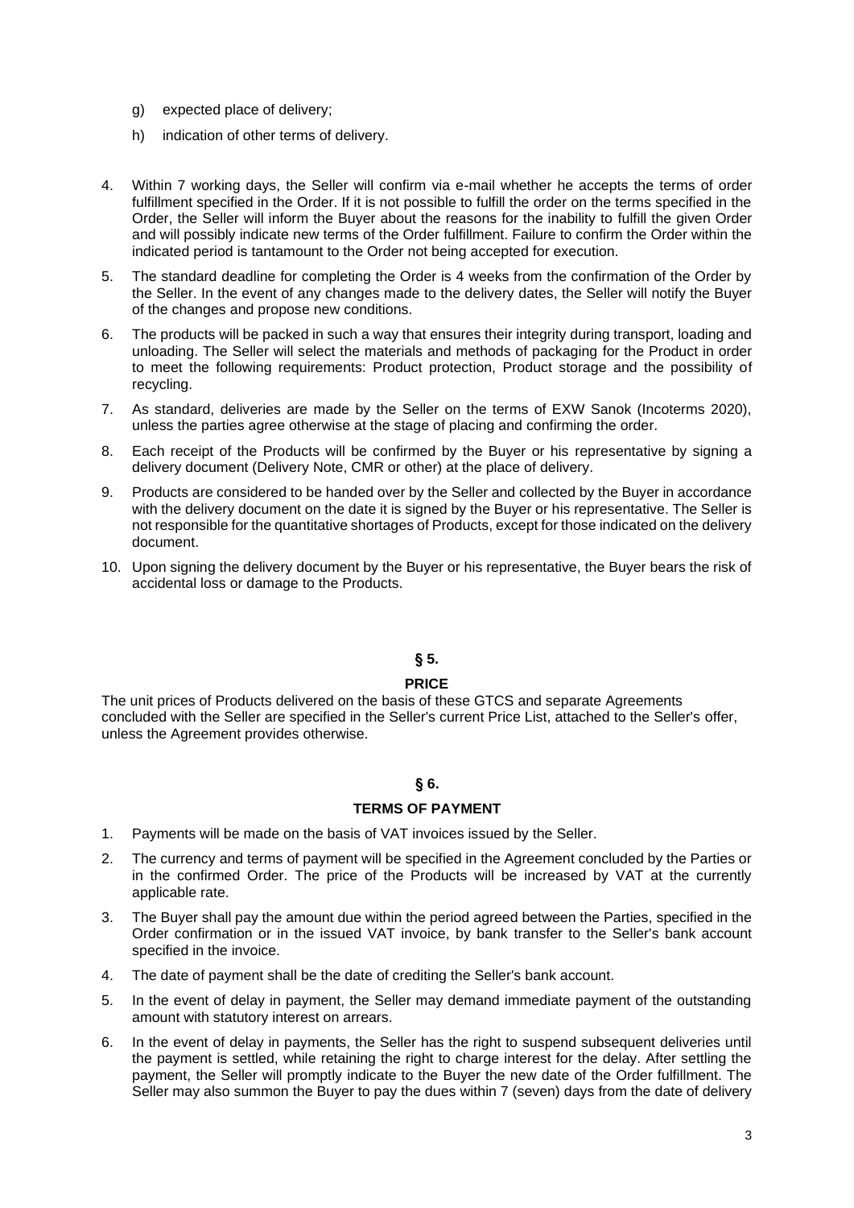g) expected place of delivery;

h) indication of other terms of delivery.

4. Within 7 working days, the Seller will confirm via e-mail whether he accepts the terms of order fulfillment specified in the Order. If it is not possible to fulfill the order on the terms specified in the Order, the Seller will inform the Buyer about the reasons for the inability to fulfill the given Order and will possibly indicate new terms of the Order fulfillment. Failure to confirm the Order within the indicated period is tantamount to the Order not being accepted for execution.
5. The standard deadline for completing the Order is 4 weeks from the confirmation of the Order by the Seller. In the event of any changes made to the delivery dates, the Seller will notify the Buyer of the changes and propose new conditions.
6. The products will be packed in such a way that ensures their integrity during transport, loading and unloading. The Seller will select the materials and methods of packaging for the Product in order to meet the following requirements: Product protection, Product storage and the possibility of recycling.
7. As standard, deliveries are made by the Seller on the terms of EXW Sanok (Incoterms 2020), unless the parties agree otherwise at the stage of placing and confirming the order.
8. Each receipt of the Products will be confirmed by the Buyer or his representative by signing a delivery document (Delivery Note, CMR or other) at the place of delivery.
9. Products are considered to be handed over by the Seller and collected by the Buyer in accordance with the delivery document on the date it is signed by the Buyer or his representative. The Seller is not responsible for the quantitative shortages of Products, except for those indicated on the delivery document.
10. Upon signing the delivery document by the Buyer or his representative, the Buyer bears the risk of accidental loss or damage to the Products.

## § 5.

## PRICE

The unit prices of Products delivered on the basis of these GTCS and separate Agreements concluded with the Seller are specified in the Seller's current Price List, attached to the Seller's offer, unless the Agreement provides otherwise.

## § 6.

## TERMS OF PAYMENT

1. Payments will be made on the basis of VAT invoices issued by the Seller.
2. The currency and terms of payment will be specified in the Agreement concluded by the Parties or in the confirmed Order. The price of the Products will be increased by VAT at the currently applicable rate.
3. The Buyer shall pay the amount due within the period agreed between the Parties, specified in the Order confirmation or in the issued VAT invoice, by bank transfer to the Seller's bank account specified in the invoice.
4. The date of payment shall be the date of crediting the Seller's bank account.
5. In the event of delay in payment, the Seller may demand immediate payment of the outstanding amount with statutory interest on arrears.
6. In the event of delay in payments, the Seller has the right to suspend subsequent deliveries until the payment is settled, while retaining the right to charge interest for the delay. After settling the payment, the Seller will promptly indicate to the Buyer the new date of the Order fulfillment. The Seller may also summon the Buyer to pay the dues within 7 (seven) days from the date of delivery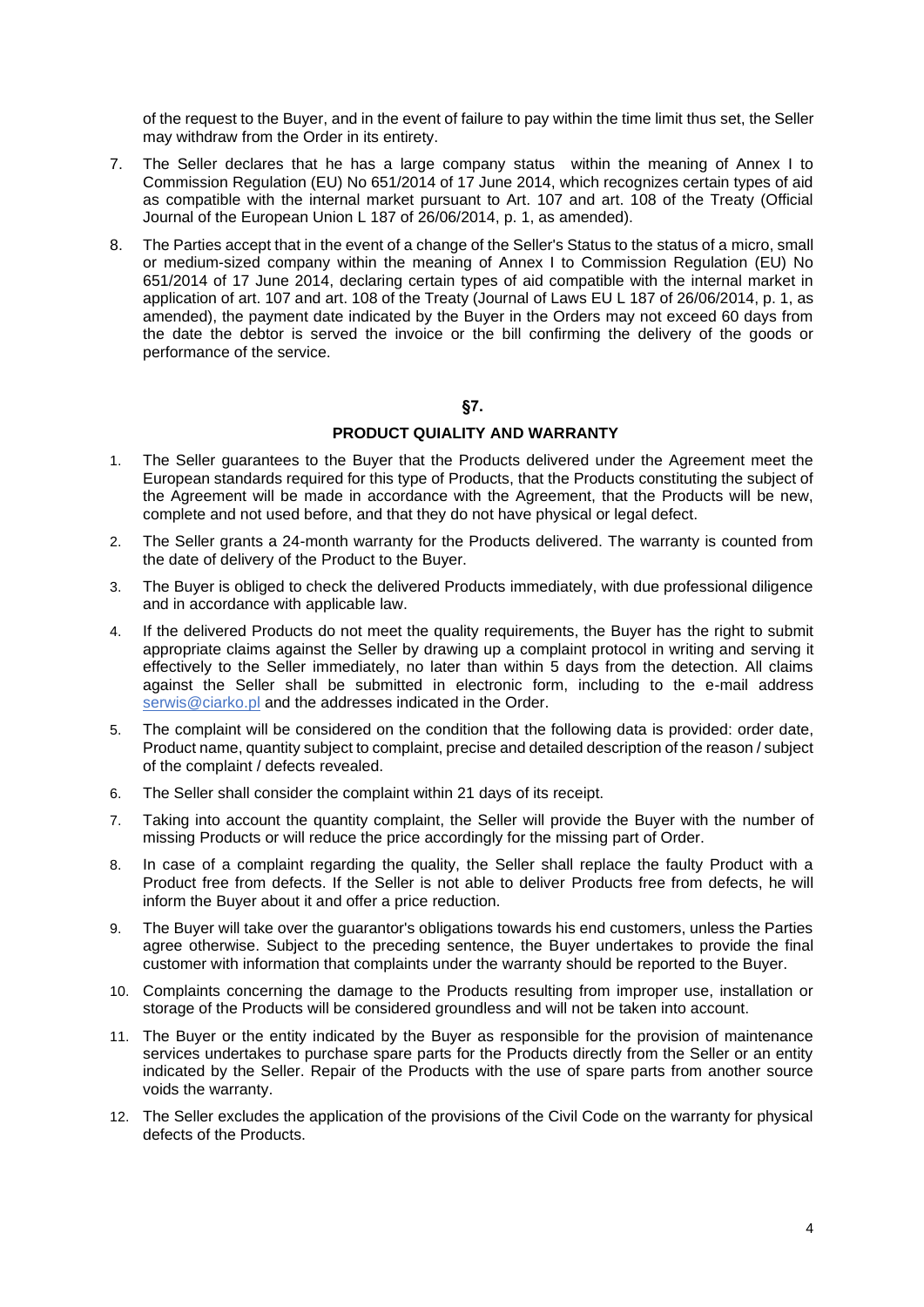of the request to the Buyer, and in the event of failure to pay within the time limit thus set, the Seller may withdraw from the Order in its entirety.

7. The Seller declares that he has a large company status within the meaning of Annex I to Commission Regulation (EU) No 651/2014 of 17 June 2014, which recognizes certain types of aid as compatible with the internal market pursuant to Art. 107 and art. 108 of the Treaty (Official Journal of the European Union L 187 of 26/06/2014, p. 1, as amended).
8. The Parties accept that in the event of a change of the Seller's Status to the status of a micro, small or medium-sized company within the meaning of Annex I to Commission Regulation (EU) No 651/2014 of 17 June 2014, declaring certain types of aid compatible with the internal market in application of art. 107 and art. 108 of the Treaty (Journal of Laws EU L 187 of 26/06/2014, p. 1, as amended), the payment date indicated by the Buyer in the Orders may not exceed 60 days from the date the debtor is served the invoice or the bill confirming the delivery of the goods or performance of the service.

## §7.

## PRODUCT QUIALITY AND WARRANTY

1. The Seller guarantees to the Buyer that the Products delivered under the Agreement meet the European standards required for this type of Products, that the Products constituting the subject of the Agreement will be made in accordance with the Agreement, that the Products will be new, complete and not used before, and that they do not have physical or legal defect.
2. The Seller grants a 24-month warranty for the Products delivered. The warranty is counted from the date of delivery of the Product to the Buyer.
3. The Buyer is obliged to check the delivered Products immediately, with due professional diligence and in accordance with applicable law.
4. If the delivered Products do not meet the quality requirements, the Buyer has the right to submit appropriate claims against the Seller by drawing up a complaint protocol in writing and serving it effectively to the Seller immediately, no later than within 5 days from the detection. All claims against the Seller shall be submitted in electronic form, including to the e-mail address serwis@ciarko.pl and the addresses indicated in the Order.
5. The complaint will be considered on the condition that the following data is provided: order date, Product name, quantity subject to complaint, precise and detailed description of the reason / subject of the complaint / defects revealed.
6. The Seller shall consider the complaint within 21 days of its receipt.
7. Taking into account the quantity complaint, the Seller will provide the Buyer with the number of missing Products or will reduce the price accordingly for the missing part of Order.
8. In case of a complaint regarding the quality, the Seller shall replace the faulty Product with a Product free from defects. If the Seller is not able to deliver Products free from defects, he will inform the Buyer about it and offer a price reduction.
9. The Buyer will take over the guarantor's obligations towards his end customers, unless the Parties agree otherwise. Subject to the preceding sentence, the Buyer undertakes to provide the final customer with information that complaints under the warranty should be reported to the Buyer.
10. Complaints concerning the damage to the Products resulting from improper use, installation or storage of the Products will be considered groundless and will not be taken into account.
11. The Buyer or the entity indicated by the Buyer as responsible for the provision of maintenance services undertakes to purchase spare parts for the Products directly from the Seller or an entity indicated by the Seller. Repair of the Products with the use of spare parts from another source voids the warranty.
12. The Seller excludes the application of the provisions of the Civil Code on the warranty for physical defects of the Products.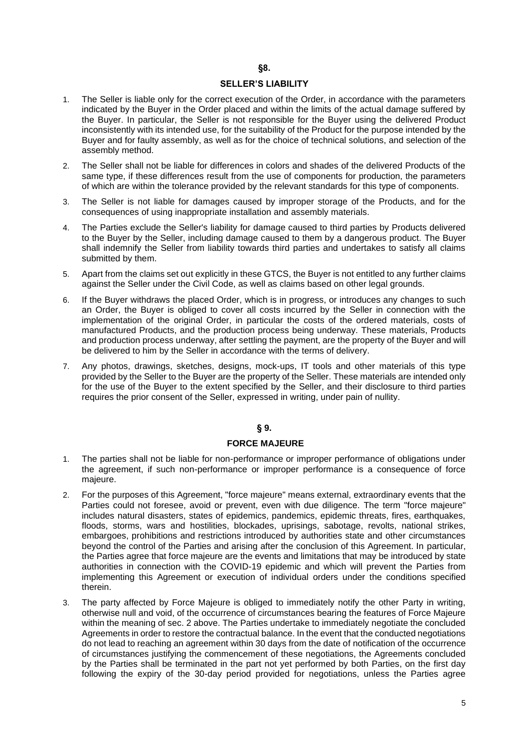## §8.

## SELLER'S LIABILITY

1. The Seller is liable only for the correct execution of the Order, in accordance with the parameters indicated by the Buyer in the Order placed and within the limits of the actual damage suffered by the Buyer. In particular, the Seller is not responsible for the Buyer using the delivered Product inconsistently with its intended use, for the suitability of the Product for the purpose intended by the Buyer and for faulty assembly, as well as for the choice of technical solutions, and selection of the assembly method.
2. The Seller shall not be liable for differences in colors and shades of the delivered Products of the same type, if these differences result from the use of components for production, the parameters of which are within the tolerance provided by the relevant standards for this type of components.
3. The Seller is not liable for damages caused by improper storage of the Products, and for the consequences of using inappropriate installation and assembly materials.
4. The Parties exclude the Seller's liability for damage caused to third parties by Products delivered to the Buyer by the Seller, including damage caused to them by a dangerous product. The Buyer shall indemnify the Seller from liability towards third parties and undertakes to satisfy all claims submitted by them.
5. Apart from the claims set out explicitly in these GTCS, the Buyer is not entitled to any further claims against the Seller under the Civil Code, as well as claims based on other legal grounds.
6. If the Buyer withdraws the placed Order, which is in progress, or introduces any changes to such an Order, the Buyer is obliged to cover all costs incurred by the Seller in connection with the implementation of the original Order, in particular the costs of the ordered materials, costs of manufactured Products, and the production process being underway. These materials, Products and production process underway, after settling the payment, are the property of the Buyer and will be delivered to him by the Seller in accordance with the terms of delivery.
7. Any photos, drawings, sketches, designs, mock-ups, IT tools and other materials of this type provided by the Seller to the Buyer are the property of the Seller. These materials are intended only for the use of the Buyer to the extent specified by the Seller, and their disclosure to third parties requires the prior consent of the Seller, expressed in writing, under pain of nullity.

## § 9.

## FORCE MAJEURE

1. The parties shall not be liable for non-performance or improper performance of obligations under the agreement, if such non-performance or improper performance is a consequence of force majeure.
2. For the purposes of this Agreement, "force majeure" means external, extraordinary events that the Parties could not foresee, avoid or prevent, even with due diligence. The term "force majeure" includes natural disasters, states of epidemics, pandemics, epidemic threats, fires, earthquakes, floods, storms, wars and hostilities, blockades, uprisings, sabotage, revolts, national strikes, embargoes, prohibitions and restrictions introduced by authorities state and other circumstances beyond the control of the Parties and arising after the conclusion of this Agreement. In particular, the Parties agree that force majeure are the events and limitations that may be introduced by state authorities in connection with the COVID-19 epidemic and which will prevent the Parties from implementing this Agreement or execution of individual orders under the conditions specified therein.
3. The party affected by Force Majeure is obliged to immediately notify the other Party in writing, otherwise null and void, of the occurrence of circumstances bearing the features of Force Majeure within the meaning of sec. 2 above. The Parties undertake to immediately negotiate the concluded Agreements in order to restore the contractual balance. In the event that the conducted negotiations do not lead to reaching an agreement within 30 days from the date of notification of the occurrence of circumstances justifying the commencement of these negotiations, the Agreements concluded by the Parties shall be terminated in the part not yet performed by both Parties, on the first day following the expiry of the 30-day period provided for negotiations, unless the Parties agree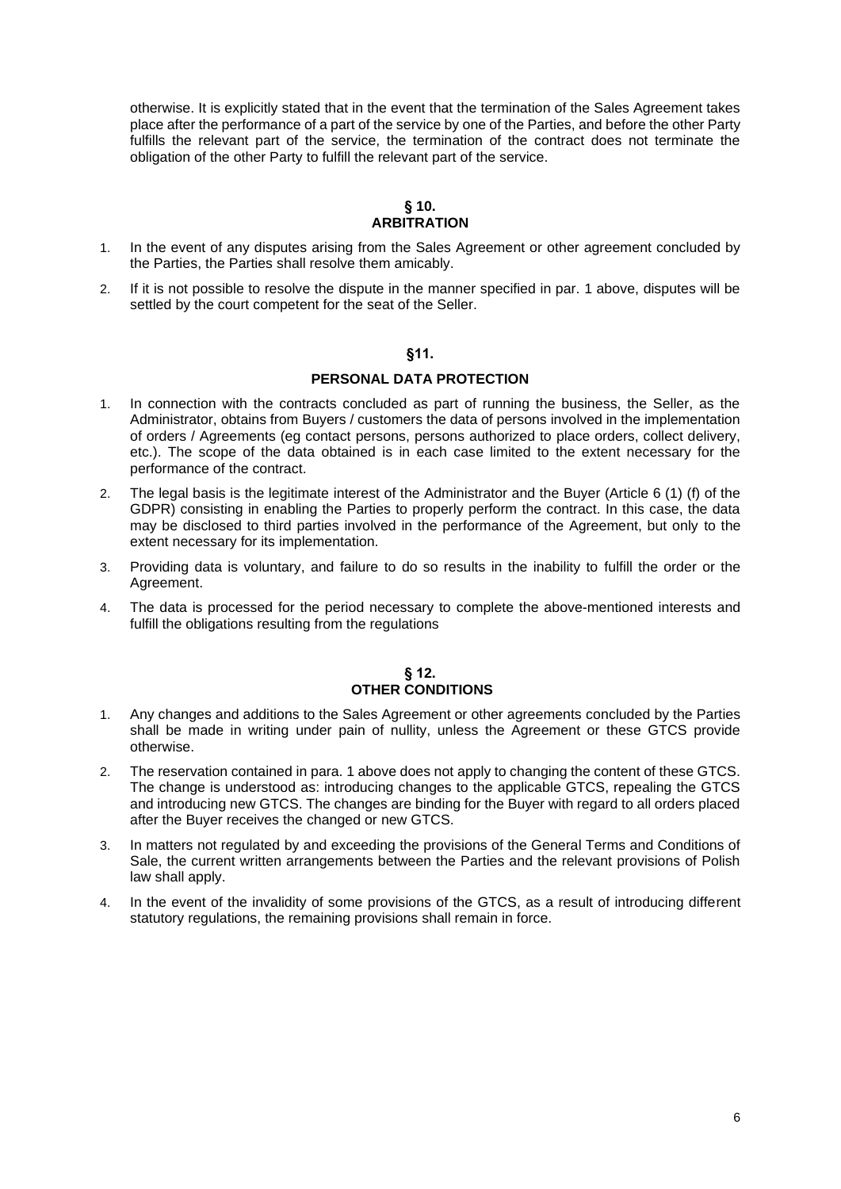otherwise. It is explicitly stated that in the event that the termination of the Sales Agreement takes place after the performance of a part of the service by one of the Parties, and before the other Party fulfills the relevant part of the service, the termination of the contract does not terminate the obligation of the other Party to fulfill the relevant part of the service.

## § 10.
## ARBITRATION

1. In the event of any disputes arising from the Sales Agreement or other agreement concluded by the Parties, the Parties shall resolve them amicably.
2. If it is not possible to resolve the dispute in the manner specified in par. 1 above, disputes will be settled by the court competent for the seat of the Seller.

## §11.

## PERSONAL DATA PROTECTION

1. In connection with the contracts concluded as part of running the business, the Seller, as the Administrator, obtains from Buyers / customers the data of persons involved in the implementation of orders / Agreements (eg contact persons, persons authorized to place orders, collect delivery, etc.). The scope of the data obtained is in each case limited to the extent necessary for the performance of the contract.
2. The legal basis is the legitimate interest of the Administrator and the Buyer (Article 6 (1) (f) of the GDPR) consisting in enabling the Parties to properly perform the contract. In this case, the data may be disclosed to third parties involved in the performance of the Agreement, but only to the extent necessary for its implementation.
3. Providing data is voluntary, and failure to do so results in the inability to fulfill the order or the Agreement.
4. The data is processed for the period necessary to complete the above-mentioned interests and fulfill the obligations resulting from the regulations

## § 12.
## OTHER CONDITIONS

1. Any changes and additions to the Sales Agreement or other agreements concluded by the Parties shall be made in writing under pain of nullity, unless the Agreement or these GTCS provide otherwise.
2. The reservation contained in para. 1 above does not apply to changing the content of these GTCS. The change is understood as: introducing changes to the applicable GTCS, repealing the GTCS and introducing new GTCS. The changes are binding for the Buyer with regard to all orders placed after the Buyer receives the changed or new GTCS.
3. In matters not regulated by and exceeding the provisions of the General Terms and Conditions of Sale, the current written arrangements between the Parties and the relevant provisions of Polish law shall apply.
4. In the event of the invalidity of some provisions of the GTCS, as a result of introducing different statutory regulations, the remaining provisions shall remain in force.